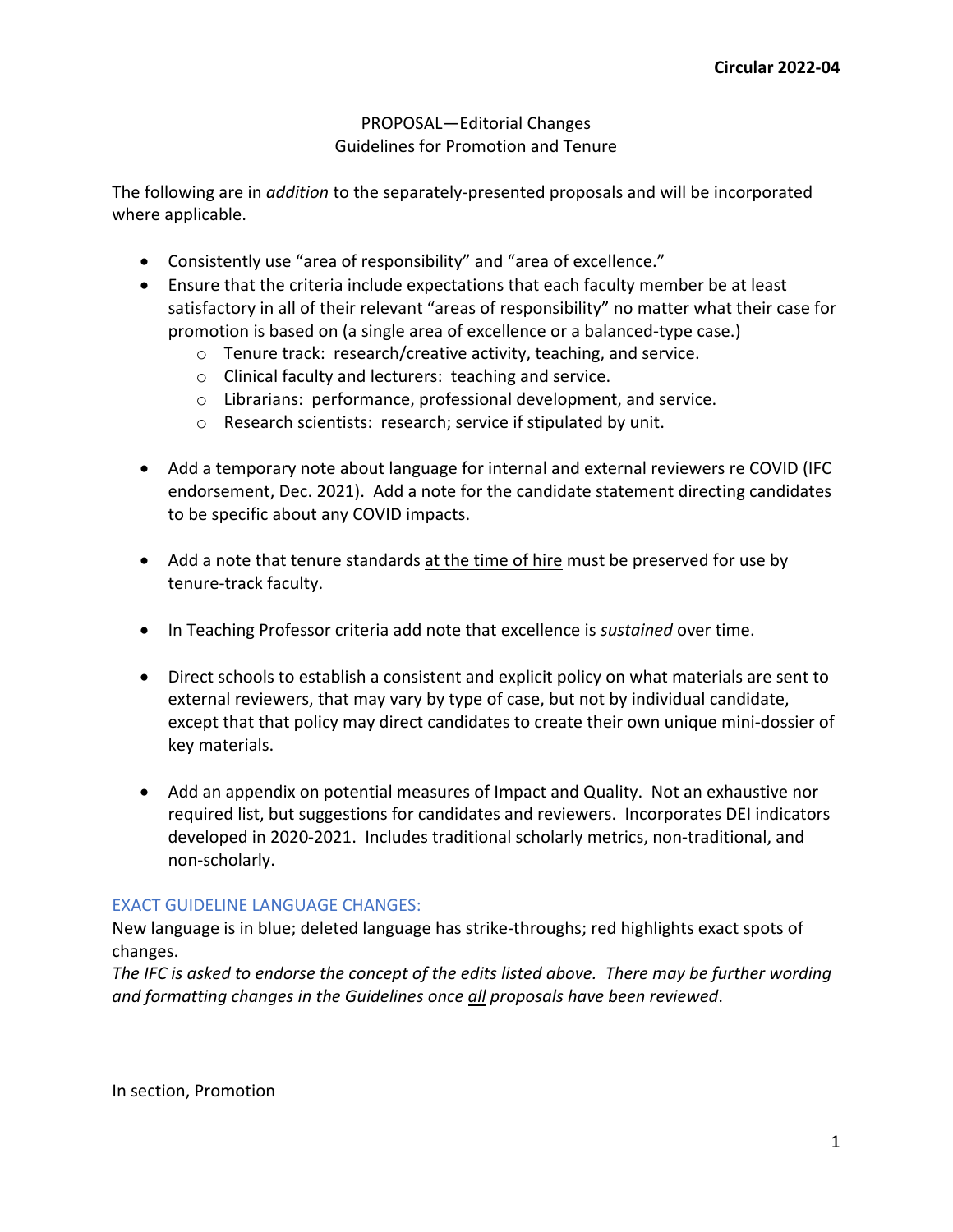**Circular 2022-04**

PROPOSAL—Editorial Changes
Guidelines for Promotion and Tenure

The following are in *addition* to the separately-presented proposals and will be incorporated where applicable.

- Consistently use "area of responsibility" and "area of excellence."
- Ensure that the criteria include expectations that each faculty member be at least satisfactory in all of their relevant "areas of responsibility" no matter what their case for promotion is based on (a single area of excellence or a balanced-type case.)
  - Tenure track: research/creative activity, teaching, and service.
  - Clinical faculty and lecturers: teaching and service.
  - Librarians: performance, professional development, and service.
  - Research scientists: research; service if stipulated by unit.

- Add a temporary note about language for internal and external reviewers re COVID (IFC endorsement, Dec. 2021). Add a note for the candidate statement directing candidates to be specific about any COVID impacts.

- Add a note that tenure standards <u>at the time of hire</u> must be preserved for use by tenure-track faculty.

- In Teaching Professor criteria add note that excellence is *sustained* over time.

- Direct schools to establish a consistent and explicit policy on what materials are sent to external reviewers, that may vary by type of case, but not by individual candidate, except that that policy may direct candidates to create their own unique mini-dossier of key materials.

- Add an appendix on potential measures of Impact and Quality. Not an exhaustive nor required list, but suggestions for candidates and reviewers. Incorporates DEI indicators developed in 2020-2021. Includes traditional scholarly metrics, non-traditional, and non-scholarly.

EXACT GUIDELINE LANGUAGE CHANGES:

New language is in blue; deleted language has strike-throughs; red highlights exact spots of changes.

*The IFC is asked to endorse the concept of the edits listed above. There may be further wording and formatting changes in the Guidelines once <u>all</u> proposals have been reviewed.*

---

In section, Promotion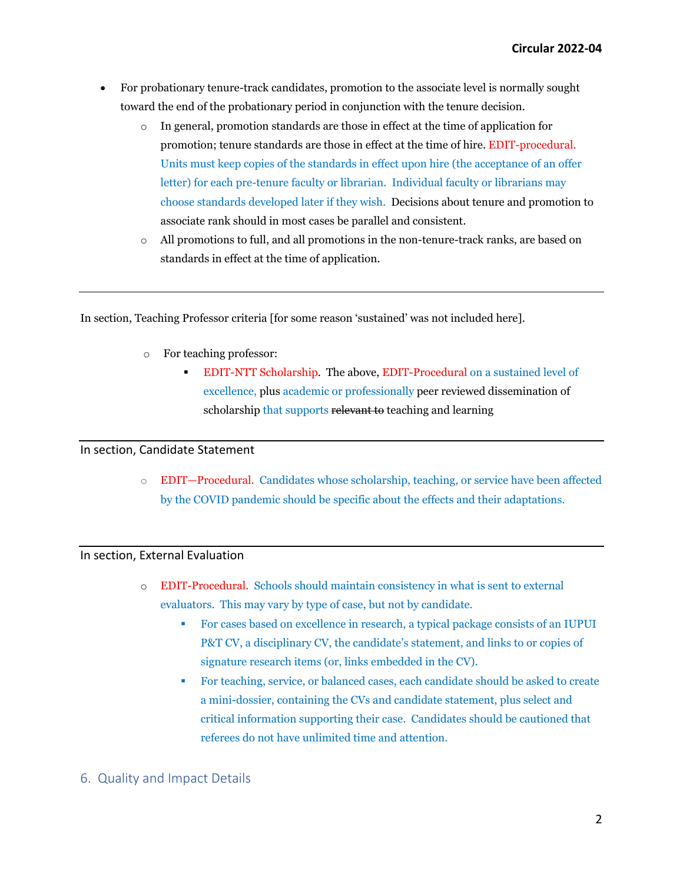- For probationary tenure-track candidates, promotion to the associate level is normally sought toward the end of the probationary period in conjunction with the tenure decision.
    - In general, promotion standards are those in effect at the time of application for promotion; tenure standards are those in effect at the time of hire. EDIT-procedural. Units must keep copies of the standards in effect upon hire (the acceptance of an offer letter) for each pre-tenure faculty or librarian. Individual faculty or librarians may choose standards developed later if they wish. Decisions about tenure and promotion to associate rank should in most cases be parallel and consistent.
    - All promotions to full, and all promotions in the non-tenure-track ranks, are based on standards in effect at the time of application.

---

In section, Teaching Professor criteria [for some reason 'sustained' was not included here].

- For teaching professor:
    - EDIT-NTT Scholarship. The above, EDIT-Procedural on a sustained level of excellence, plus academic or professionally peer reviewed dissemination of scholarship that supports ~~relevant to~~ teaching and learning

---

In section, Candidate Statement

- EDIT—Procedural. Candidates whose scholarship, teaching, or service have been affected by the COVID pandemic should be specific about the effects and their adaptations.

---

In section, External Evaluation

- EDIT-Procedural. Schools should maintain consistency in what is sent to external evaluators. This may vary by type of case, but not by candidate.
    - For cases based on excellence in research, a typical package consists of an IUPUI P&T CV, a disciplinary CV, the candidate's statement, and links to or copies of signature research items (or, links embedded in the CV).
    - For teaching, service, or balanced cases, each candidate should be asked to create a mini-dossier, containing the CVs and candidate statement, plus select and critical information supporting their case. Candidates should be cautioned that referees do not have unlimited time and attention.

## 6. Quality and Impact Details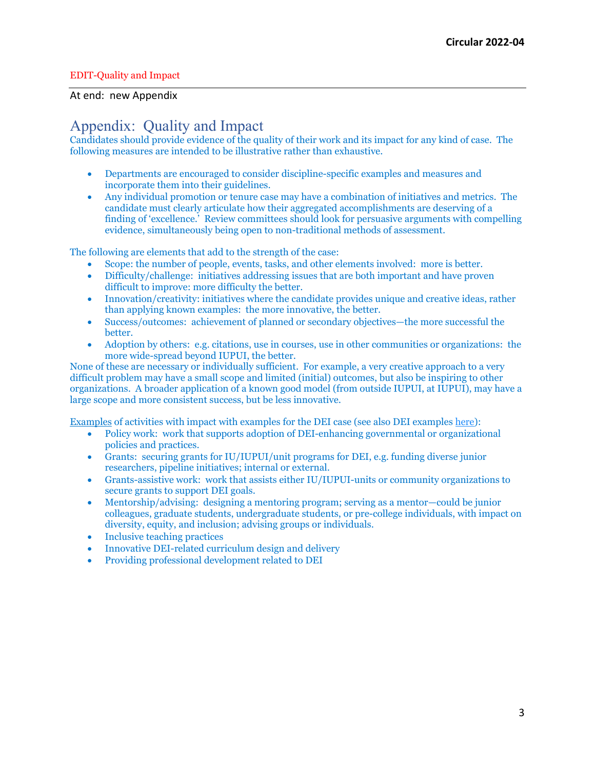EDIT-Quality and Impact

At end: new Appendix

# Appendix: Quality and Impact

Candidates should provide evidence of the quality of their work and its impact for any kind of case. The following measures are intended to be illustrative rather than exhaustive.

- Departments are encouraged to consider discipline-specific examples and measures and incorporate them into their guidelines.
- Any individual promotion or tenure case may have a combination of initiatives and metrics. The candidate must clearly articulate how their aggregated accomplishments are deserving of a finding of 'excellence.' Review committees should look for persuasive arguments with compelling evidence, simultaneously being open to non-traditional methods of assessment.

The following are elements that add to the strength of the case:

- Scope: the number of people, events, tasks, and other elements involved: more is better.
- Difficulty/challenge: initiatives addressing issues that are both important and have proven difficult to improve: more difficulty the better.
- Innovation/creativity: initiatives where the candidate provides unique and creative ideas, rather than applying known examples: the more innovative, the better.
- Success/outcomes: achievement of planned or secondary objectives—the more successful the better.
- Adoption by others: e.g. citations, use in courses, use in other communities or organizations: the more wide-spread beyond IUPUI, the better.

None of these are necessary or individually sufficient. For example, a very creative approach to a very difficult problem may have a small scope and limited (initial) outcomes, but also be inspiring to other organizations. A broader application of a known good model (from outside IUPUI, at IUPUI), may have a large scope and more consistent success, but be less innovative.

Examples of activities with impact with examples for the DEI case (see also DEI examples here):

- Policy work: work that supports adoption of DEI-enhancing governmental or organizational policies and practices.
- Grants: securing grants for IU/IUPUI/unit programs for DEI, e.g. funding diverse junior researchers, pipeline initiatives; internal or external.
- Grants-assistive work: work that assists either IU/IUPUI-units or community organizations to secure grants to support DEI goals.
- Mentorship/advising: designing a mentoring program; serving as a mentor—could be junior colleagues, graduate students, undergraduate students, or pre-college individuals, with impact on diversity, equity, and inclusion; advising groups or individuals.
- Inclusive teaching practices
- Innovative DEI-related curriculum design and delivery
- Providing professional development related to DEI